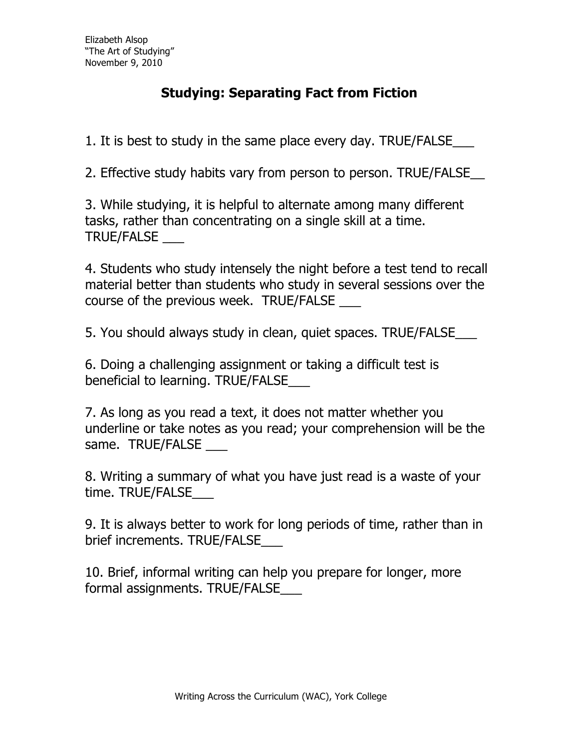Elizabeth Alsop
"The Art of Studying"
November 9, 2010

## Studying: Separating Fact from Fiction

1. It is best to study in the same place every day. TRUE/FALSE___

2. Effective study habits vary from person to person. TRUE/FALSE__

3. While studying, it is helpful to alternate among many different tasks, rather than concentrating on a single skill at a time. TRUE/FALSE ___

4. Students who study intensely the night before a test tend to recall material better than students who study in several sessions over the course of the previous week. TRUE/FALSE ___

5. You should always study in clean, quiet spaces. TRUE/FALSE___

6. Doing a challenging assignment or taking a difficult test is beneficial to learning. TRUE/FALSE___

7. As long as you read a text, it does not matter whether you underline or take notes as you read; your comprehension will be the same. TRUE/FALSE ___

8. Writing a summary of what you have just read is a waste of your time. TRUE/FALSE___

9. It is always better to work for long periods of time, rather than in brief increments. TRUE/FALSE___

10. Brief, informal writing can help you prepare for longer, more formal assignments. TRUE/FALSE___

Writing Across the Curriculum (WAC), York College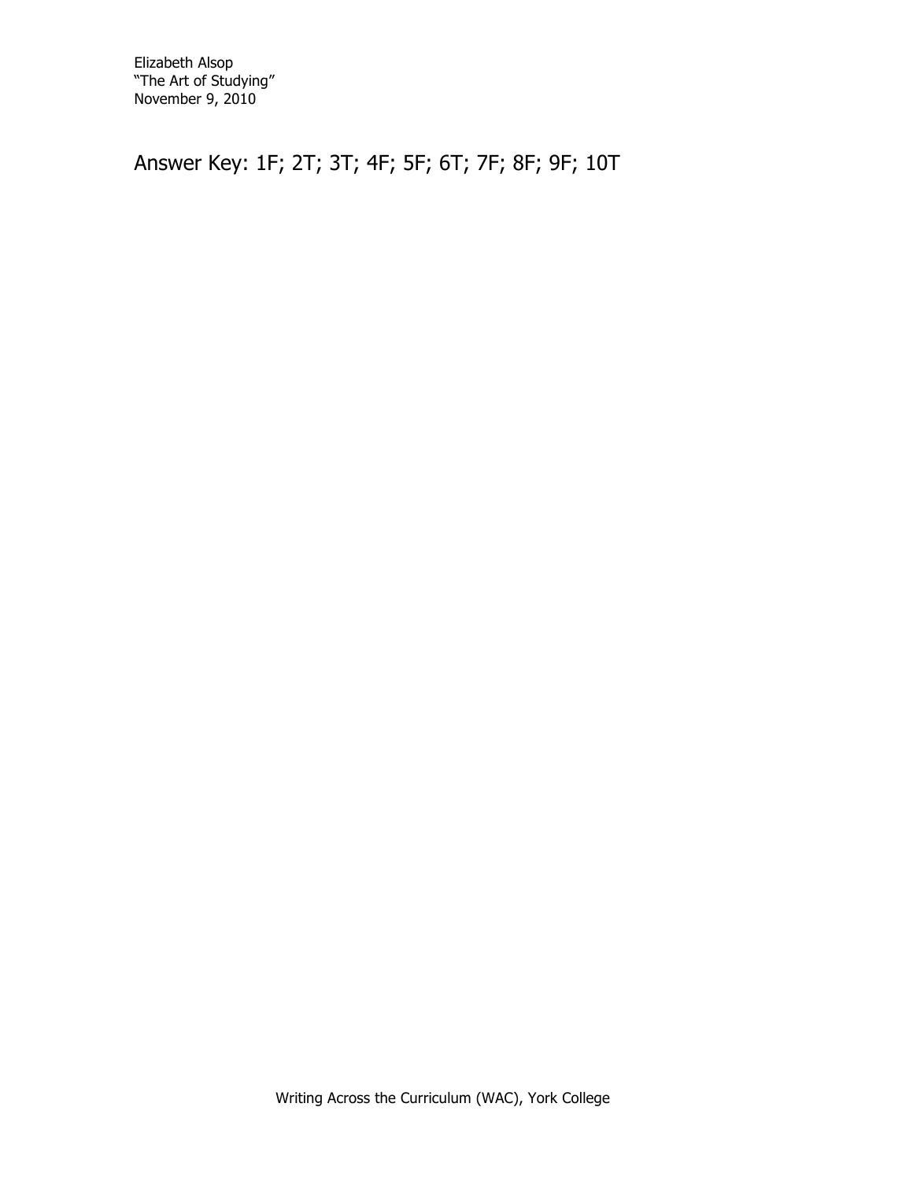Elizabeth Alsop
"The Art of Studying"
November 9, 2010

Answer Key: 1F; 2T; 3T; 4F; 5F; 6T; 7F; 8F; 9F; 10T